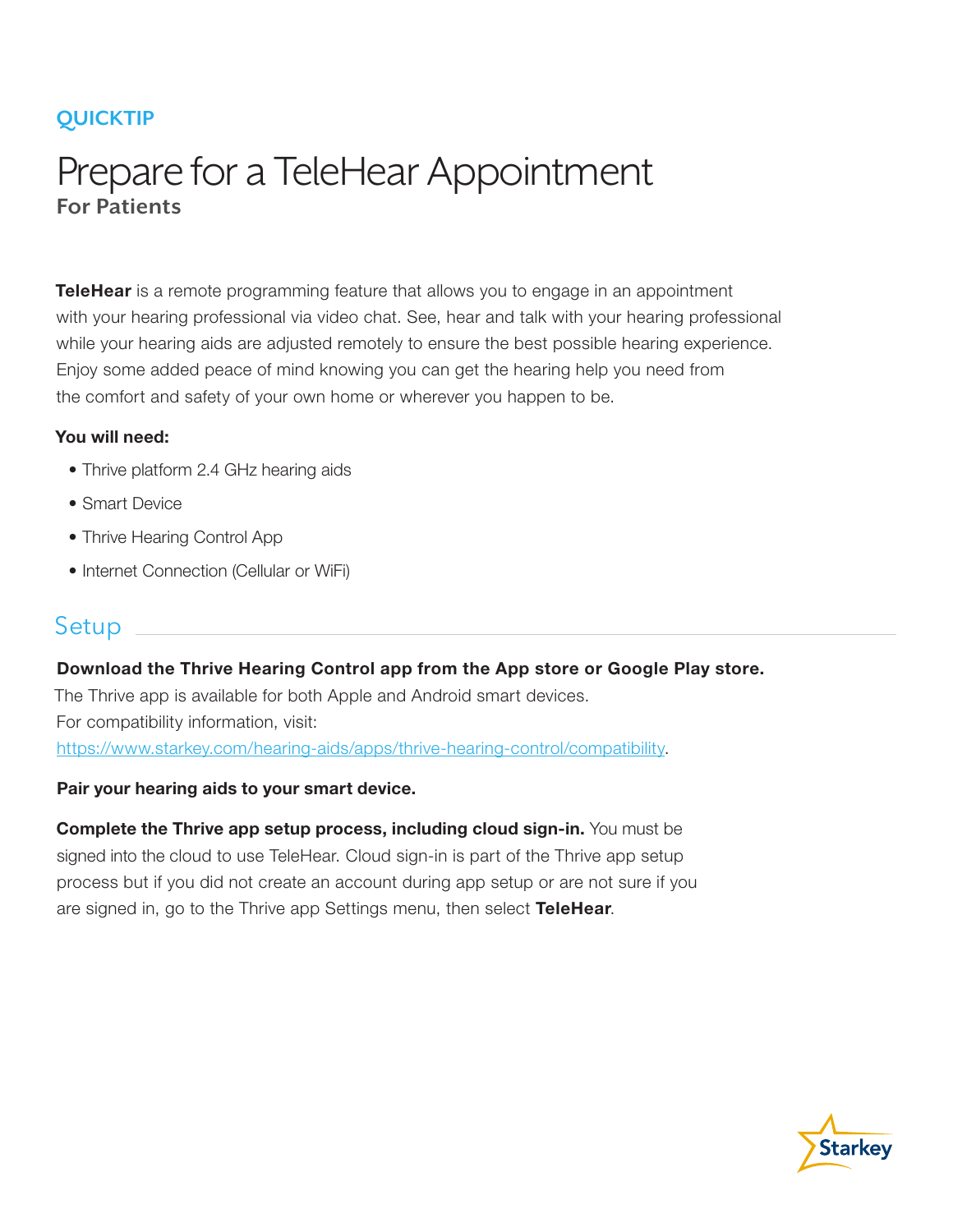QUICKTIP

# Prepare for a TeleHear Appointment

## For Patients

**TeleHear** is a remote programming feature that allows you to engage in an appointment with your hearing professional via video chat. See, hear and talk with your hearing professional while your hearing aids are adjusted remotely to ensure the best possible hearing experience. Enjoy some added peace of mind knowing you can get the hearing help you need from the comfort and safety of your own home or wherever you happen to be.

**You will need:**

- Thrive platform 2.4 GHz hearing aids
- Smart Device
- Thrive Hearing Control App
- Internet Connection (Cellular or WiFi)

## Setup

**Download the Thrive Hearing Control app from the App store or Google Play store.**
The Thrive app is available for both Apple and Android smart devices.
For compatibility information, visit:
https://www.starkey.com/hearing-aids/apps/thrive-hearing-control/compatibility.

**Pair your hearing aids to your smart device.**

**Complete the Thrive app setup process, including cloud sign-in.** You must be signed into the cloud to use TeleHear. Cloud sign-in is part of the Thrive app setup process but if you did not create an account during app setup or are not sure if you are signed in, go to the Thrive app Settings menu, then select **TeleHear**.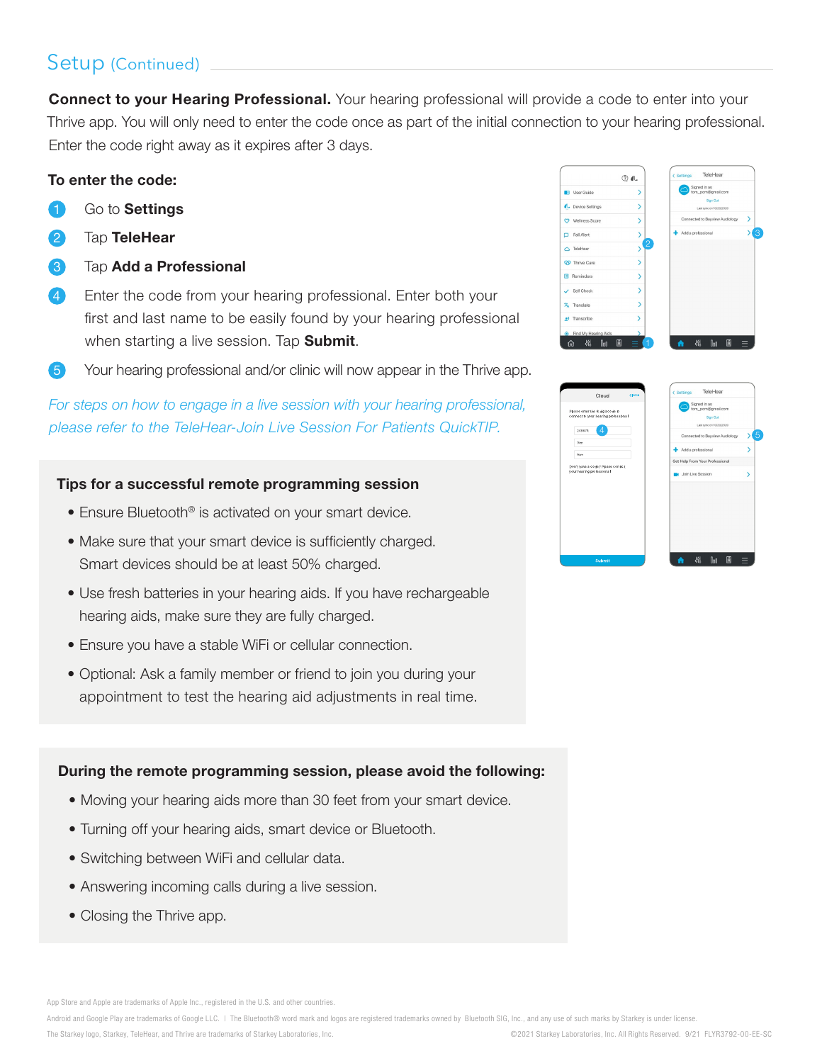## Setup (Continued)

**Connect to your Hearing Professional.** Your hearing professional will provide a code to enter into your Thrive app. You will only need to enter the code once as part of the initial connection to your hearing professional. Enter the code right away as it expires after 3 days.

**To enter the code:**

1. Go to **Settings**
2. Tap **TeleHear**
3. Tap **Add a Professional**
4. Enter the code from your hearing professional. Enter both your first and last name to be easily found by your hearing professional when starting a live session. Tap **Submit**.
5. Your hearing professional and/or clinic will now appear in the Thrive app.

*For steps on how to engage in a live session with your hearing professional, please refer to the TeleHear-Join Live Session For Patients QuickTIP.*

### Tips for a successful remote programming session

- Ensure Bluetooth® is activated on your smart device.
- Make sure that your smart device is sufficiently charged. Smart devices should be at least 50% charged.
- Use fresh batteries in your hearing aids. If you have rechargeable hearing aids, make sure they are fully charged.
- Ensure you have a stable WiFi or cellular connection.
- Optional: Ask a family member or friend to join you during your appointment to test the hearing aid adjustments in real time.

### During the remote programming session, please avoid the following:

- Moving your hearing aids more than 30 feet from your smart device.
- Turning off your hearing aids, smart device or Bluetooth.
- Switching between WiFi and cellular data.
- Answering incoming calls during a live session.
- Closing the Thrive app.

App Store and Apple are trademarks of Apple Inc., registered in the U.S. and other countries.

Android and Google Play are trademarks of Google LLC. | The Bluetooth® word mark and logos are registered trademarks owned by Bluetooth SIG, Inc., and any use of such marks by Starkey is under license.

The Starkey logo, Starkey, TeleHear, and Thrive are trademarks of Starkey Laboratories, Inc.

©2021 Starkey Laboratories, Inc. All Rights Reserved. 9/21 FLYR3792-00-EE-SC